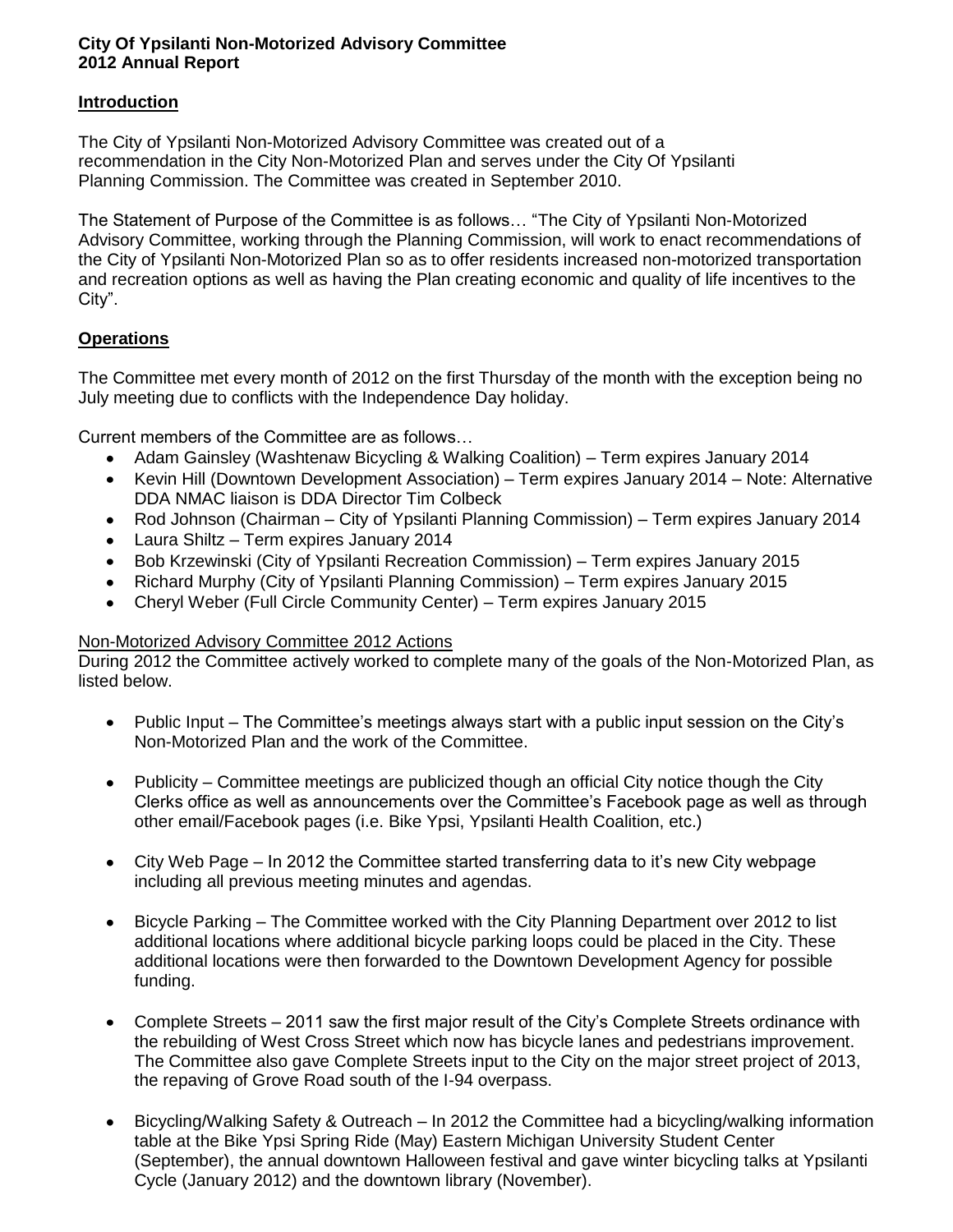**City Of Ypsilanti Non-Motorized Advisory Committee**
**2012 Annual Report**

## Introduction

The City of Ypsilanti Non-Motorized Advisory Committee was created out of a recommendation in the City Non-Motorized Plan and serves under the City Of Ypsilanti Planning Commission. The Committee was created in September 2010.

The Statement of Purpose of the Committee is as follows… "The City of Ypsilanti Non-Motorized Advisory Committee, working through the Planning Commission, will work to enact recommendations of the City of Ypsilanti Non-Motorized Plan so as to offer residents increased non-motorized transportation and recreation options as well as having the Plan creating economic and quality of life incentives to the City".

## Operations

The Committee met every month of 2012 on the first Thursday of the month with the exception being no July meeting due to conflicts with the Independence Day holiday.

Current members of the Committee are as follows…

- Adam Gainsley (Washtenaw Bicycling & Walking Coalition) – Term expires January 2014
- Kevin Hill (Downtown Development Association) – Term expires January 2014 – Note: Alternative DDA NMAC liaison is DDA Director Tim Colbeck
- Rod Johnson (Chairman – City of Ypsilanti Planning Commission) – Term expires January 2014
- Laura Shiltz – Term expires January 2014
- Bob Krzewinski (City of Ypsilanti Recreation Commission) – Term expires January 2015
- Richard Murphy (City of Ypsilanti Planning Commission) – Term expires January 2015
- Cheryl Weber (Full Circle Community Center) – Term expires January 2015

Non-Motorized Advisory Committee 2012 Actions

During 2012 the Committee actively worked to complete many of the goals of the Non-Motorized Plan, as listed below.

- Public Input – The Committee's meetings always start with a public input session on the City's Non-Motorized Plan and the work of the Committee.

- Publicity – Committee meetings are publicized though an official City notice though the City Clerks office as well as announcements over the Committee's Facebook page as well as through other email/Facebook pages (i.e. Bike Ypsi, Ypsilanti Health Coalition, etc.)

- City Web Page – In 2012 the Committee started transferring data to it's new City webpage including all previous meeting minutes and agendas.

- Bicycle Parking – The Committee worked with the City Planning Department over 2012 to list additional locations where additional bicycle parking loops could be placed in the City. These additional locations were then forwarded to the Downtown Development Agency for possible funding.

- Complete Streets – 2011 saw the first major result of the City's Complete Streets ordinance with the rebuilding of West Cross Street which now has bicycle lanes and pedestrians improvement. The Committee also gave Complete Streets input to the City on the major street project of 2013, the repaving of Grove Road south of the I-94 overpass.

- Bicycling/Walking Safety & Outreach – In 2012 the Committee had a bicycling/walking information table at the Bike Ypsi Spring Ride (May) Eastern Michigan University Student Center (September), the annual downtown Halloween festival and gave winter bicycling talks at Ypsilanti Cycle (January 2012) and the downtown library (November).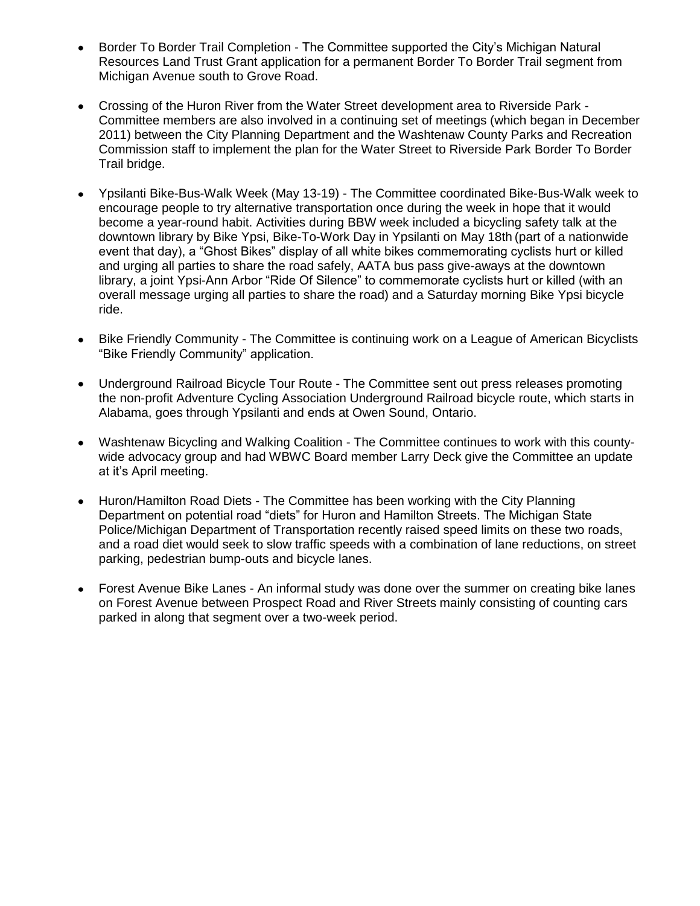- Border To Border Trail Completion - The Committee supported the City's Michigan Natural Resources Land Trust Grant application for a permanent Border To Border Trail segment from Michigan Avenue south to Grove Road.

- Crossing of the Huron River from the Water Street development area to Riverside Park - Committee members are also involved in a continuing set of meetings (which began in December 2011) between the City Planning Department and the Washtenaw County Parks and Recreation Commission staff to implement the plan for the Water Street to Riverside Park Border To Border Trail bridge.

- Ypsilanti Bike-Bus-Walk Week (May 13-19) - The Committee coordinated Bike-Bus-Walk week to encourage people to try alternative transportation once during the week in hope that it would become a year-round habit. Activities during BBW week included a bicycling safety talk at the downtown library by Bike Ypsi, Bike-To-Work Day in Ypsilanti on May 18th (part of a nationwide event that day), a "Ghost Bikes" display of all white bikes commemorating cyclists hurt or killed and urging all parties to share the road safely, AATA bus pass give-aways at the downtown library, a joint Ypsi-Ann Arbor "Ride Of Silence" to commemorate cyclists hurt or killed (with an overall message urging all parties to share the road) and a Saturday morning Bike Ypsi bicycle ride.

- Bike Friendly Community - The Committee is continuing work on a League of American Bicyclists "Bike Friendly Community" application.

- Underground Railroad Bicycle Tour Route - The Committee sent out press releases promoting the non-profit Adventure Cycling Association Underground Railroad bicycle route, which starts in Alabama, goes through Ypsilanti and ends at Owen Sound, Ontario.

- Washtenaw Bicycling and Walking Coalition - The Committee continues to work with this county-wide advocacy group and had WBWC Board member Larry Deck give the Committee an update at it's April meeting.

- Huron/Hamilton Road Diets - The Committee has been working with the City Planning Department on potential road "diets" for Huron and Hamilton Streets. The Michigan State Police/Michigan Department of Transportation recently raised speed limits on these two roads, and a road diet would seek to slow traffic speeds with a combination of lane reductions, on street parking, pedestrian bump-outs and bicycle lanes.

- Forest Avenue Bike Lanes - An informal study was done over the summer on creating bike lanes on Forest Avenue between Prospect Road and River Streets mainly consisting of counting cars parked in along that segment over a two-week period.